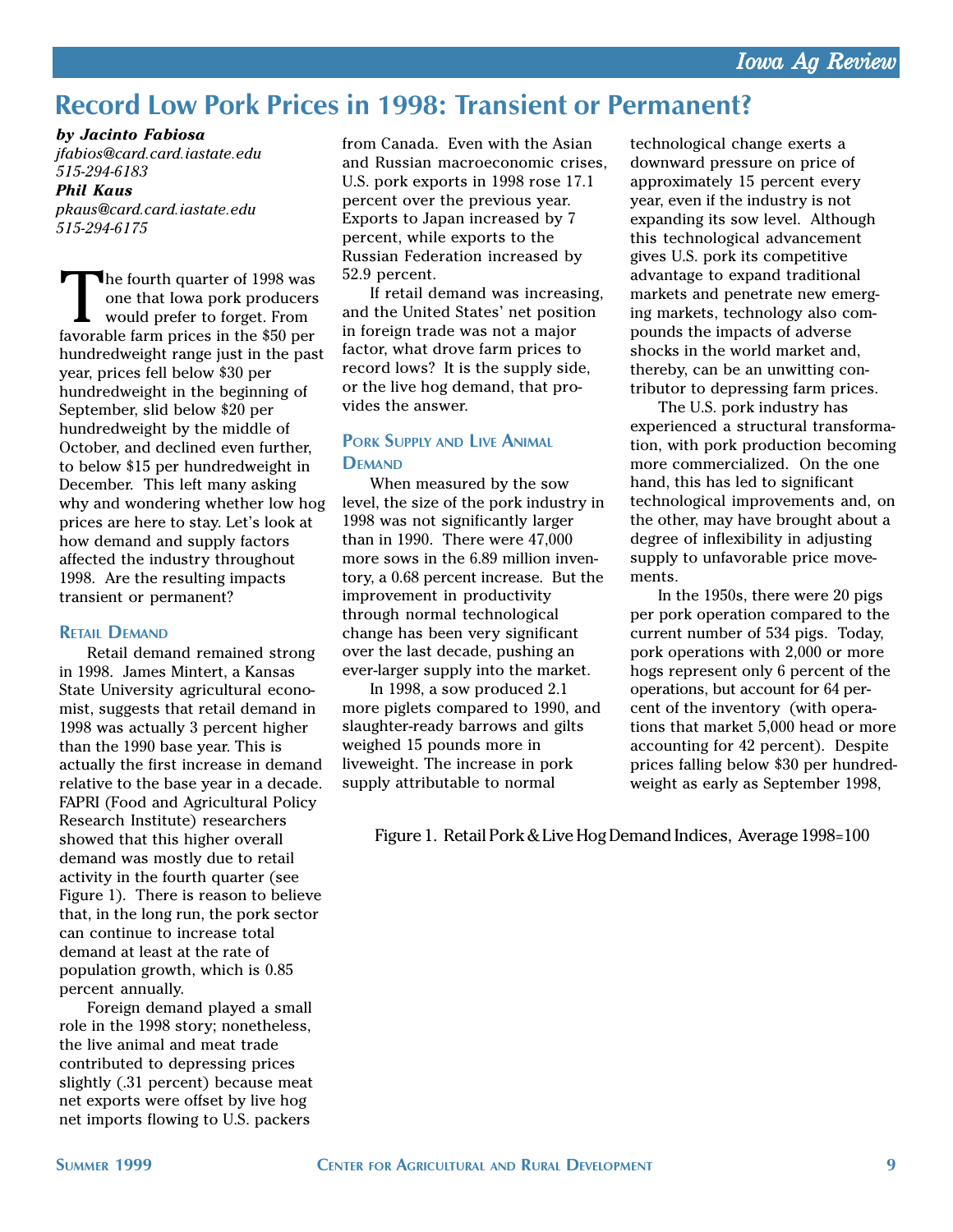# Record Low Pork Prices in 1998: Transient or Permanent?

***by Jacinto Fabiosa***
*jfabios@card.card.iastate.edu*
*515-294-6183*
***Phil Kaus***
*pkaus@card.card.iastate.edu*
*515-294-6175*

The fourth quarter of 1998 was one that Iowa pork producers would prefer to forget. From favorable farm prices in the $50 per hundredweight range just in the past year, prices fell below $30 per hundredweight in the beginning of September, slid below $20 per hundredweight by the middle of October, and declined even further, to below $15 per hundredweight in December. This left many asking why and wondering whether low hog prices are here to stay. Let's look at how demand and supply factors affected the industry throughout 1998. Are the resulting impacts transient or permanent?

### Retail Demand

Retail demand remained strong in 1998. James Mintert, a Kansas State University agricultural economist, suggests that retail demand in 1998 was actually 3 percent higher than the 1990 base year. This is actually the first increase in demand relative to the base year in a decade. FAPRI (Food and Agricultural Policy Research Institute) researchers showed that this higher overall demand was mostly due to retail activity in the fourth quarter (see Figure 1). There is reason to believe that, in the long run, the pork sector can continue to increase total demand at least at the rate of population growth, which is 0.85 percent annually.

Foreign demand played a small role in the 1998 story; nonetheless, the live animal and meat trade contributed to depressing prices slightly (.31 percent) because meat net exports were offset by live hog net imports flowing to U.S. packers from Canada. Even with the Asian and Russian macroeconomic crises, U.S. pork exports in 1998 rose 17.1 percent over the previous year. Exports to Japan increased by 7 percent, while exports to the Russian Federation increased by 52.9 percent.

If retail demand was increasing, and the United States' net position in foreign trade was not a major factor, what drove farm prices to record lows? It is the supply side, or the live hog demand, that provides the answer.

### Pork Supply and Live Animal Demand

When measured by the sow level, the size of the pork industry in 1998 was not significantly larger than in 1990. There were 47,000 more sows in the 6.89 million inventory, a 0.68 percent increase. But the improvement in productivity through normal technological change has been very significant over the last decade, pushing an ever-larger supply into the market.

In 1998, a sow produced 2.1 more piglets compared to 1990, and slaughter-ready barrows and gilts weighed 15 pounds more in liveweight. The increase in pork supply attributable to normal technological change exerts a downward pressure on price of approximately 15 percent every year, even if the industry is not expanding its sow level. Although this technological advancement gives U.S. pork its competitive advantage to expand traditional markets and penetrate new emerging markets, technology also compounds the impacts of adverse shocks in the world market and, thereby, can be an unwitting contributor to depressing farm prices.

The U.S. pork industry has experienced a structural transformation, with pork production becoming more commercialized. On the one hand, this has led to significant technological improvements and, on the other, may have brought about a degree of inflexibility in adjusting supply to unfavorable price movements.

In the 1950s, there were 20 pigs per pork operation compared to the current number of 534 pigs. Today, pork operations with 2,000 or more hogs represent only 6 percent of the operations, but account for 64 percent of the inventory (with operations that market 5,000 head or more accounting for 42 percent). Despite prices falling below $30 per hundredweight as early as September 1998,

Figure 1. Retail Pork & Live Hog Demand Indices, Average 1998=100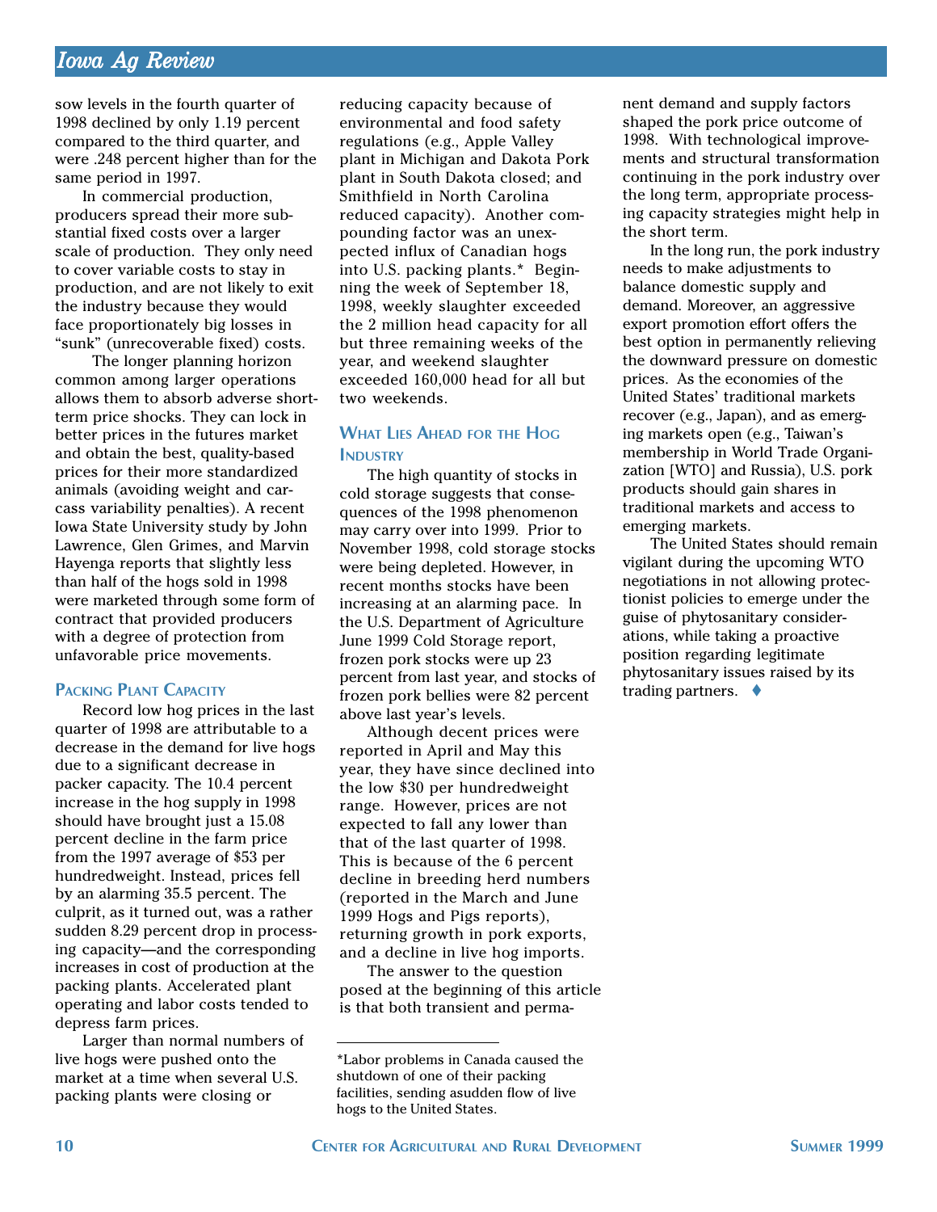sow levels in the fourth quarter of 1998 declined by only 1.19 percent compared to the third quarter, and were .248 percent higher than for the same period in 1997.

In commercial production, producers spread their more substantial fixed costs over a larger scale of production. They only need to cover variable costs to stay in production, and are not likely to exit the industry because they would face proportionately big losses in "sunk" (unrecoverable fixed) costs.

The longer planning horizon common among larger operations allows them to absorb adverse short-term price shocks. They can lock in better prices in the futures market and obtain the best, quality-based prices for their more standardized animals (avoiding weight and carcass variability penalties). A recent Iowa State University study by John Lawrence, Glen Grimes, and Marvin Hayenga reports that slightly less than half of the hogs sold in 1998 were marketed through some form of contract that provided producers with a degree of protection from unfavorable price movements.

### Packing Plant Capacity

Record low hog prices in the last quarter of 1998 are attributable to a decrease in the demand for live hogs due to a significant decrease in packer capacity. The 10.4 percent increase in the hog supply in 1998 should have brought just a 15.08 percent decline in the farm price from the 1997 average of $53 per hundredweight. Instead, prices fell by an alarming 35.5 percent. The culprit, as it turned out, was a rather sudden 8.29 percent drop in processing capacity—and the corresponding increases in cost of production at the packing plants. Accelerated plant operating and labor costs tended to depress farm prices.

Larger than normal numbers of live hogs were pushed onto the market at a time when several U.S. packing plants were closing or reducing capacity because of environmental and food safety regulations (e.g., Apple Valley plant in Michigan and Dakota Pork plant in South Dakota closed; and Smithfield in North Carolina reduced capacity). Another compounding factor was an unexpected influx of Canadian hogs into U.S. packing plants.* Beginning the week of September 18, 1998, weekly slaughter exceeded the 2 million head capacity for all but three remaining weeks of the year, and weekend slaughter exceeded 160,000 head for all but two weekends.

### What Lies Ahead for the Hog Industry

The high quantity of stocks in cold storage suggests that consequences of the 1998 phenomenon may carry over into 1999. Prior to November 1998, cold storage stocks were being depleted. However, in recent months stocks have been increasing at an alarming pace. In the U.S. Department of Agriculture June 1999 Cold Storage report, frozen pork stocks were up 23 percent from last year, and stocks of frozen pork bellies were 82 percent above last year's levels.

Although decent prices were reported in April and May this year, they have since declined into the low $30 per hundredweight range. However, prices are not expected to fall any lower than that of the last quarter of 1998. This is because of the 6 percent decline in breeding herd numbers (reported in the March and June 1999 Hogs and Pigs reports), returning growth in pork exports, and a decline in live hog imports.

The answer to the question posed at the beginning of this article is that both transient and permanent demand and supply factors shaped the pork price outcome of 1998. With technological improvements and structural transformation continuing in the pork industry over the long term, appropriate processing capacity strategies might help in the short term.

In the long run, the pork industry needs to make adjustments to balance domestic supply and demand. Moreover, an aggressive export promotion effort offers the best option in permanently relieving the downward pressure on domestic prices. As the economies of the United States' traditional markets recover (e.g., Japan), and as emerging markets open (e.g., Taiwan's membership in World Trade Organization [WTO] and Russia), U.S. pork products should gain shares in traditional markets and access to emerging markets.

The United States should remain vigilant during the upcoming WTO negotiations in not allowing protectionist policies to emerge under the guise of phytosanitary considerations, while taking a proactive position regarding legitimate phytosanitary issues raised by its trading partners. ♦

---

*Labor problems in Canada caused the shutdown of one of their packing facilities, sending asudden flow of live hogs to the United States.